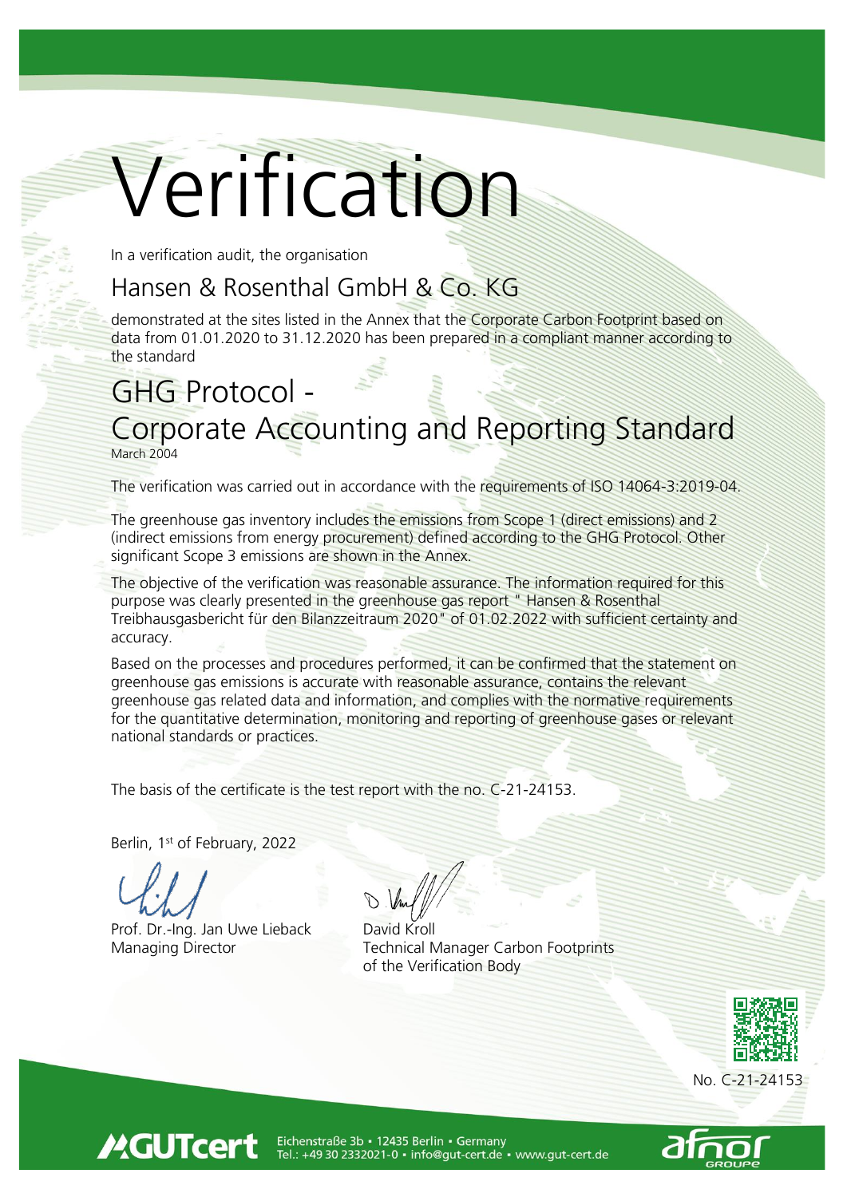# Verification

In a verification audit, the organisation

## Hansen & Rosenthal GmbH & Co. KG

demonstrated at the sites listed in the Annex that the Corporate Carbon Footprint based on data from 01.01.2020 to 31.12.2020 has been prepared in a compliant manner according to the standard

## GHG Protocol - Corporate Accounting and Reporting Standard

March 2004

The verification was carried out in accordance with the requirements of ISO 14064-3:2019-04.

The greenhouse gas inventory includes the emissions from Scope 1 (direct emissions) and 2 (indirect emissions from energy procurement) defined according to the GHG Protocol. Other significant Scope 3 emissions are shown in the Annex.

The objective of the verification was reasonable assurance. The information required for this purpose was clearly presented in the greenhouse gas report " Hansen & Rosenthal Treibhausgasbericht für den Bilanzzeitraum 2020" of 01.02.2022 with sufficient certainty and accuracy.

Based on the processes and procedures performed, it can be confirmed that the statement on greenhouse gas emissions is accurate with reasonable assurance, contains the relevant greenhouse gas related data and information, and complies with the normative requirements for the quantitative determination, monitoring and reporting of greenhouse gases or relevant national standards or practices.

The basis of the certificate is the test report with the no. C-21-24153.

Berlin, 1st of February, 2022

Prof. Dr.-Ing. Jan Uwe Lieback
Managing Director

David Kroll
Technical Manager Carbon Footprints
of the Verification Body

No. C-21-24153

GUTcert Eichenstraße 3b • 12435 Berlin • Germany
Tel.: +49 30 2332021-0 • info@gut-cert.de • www.gut-cert.de

afnor GROUPE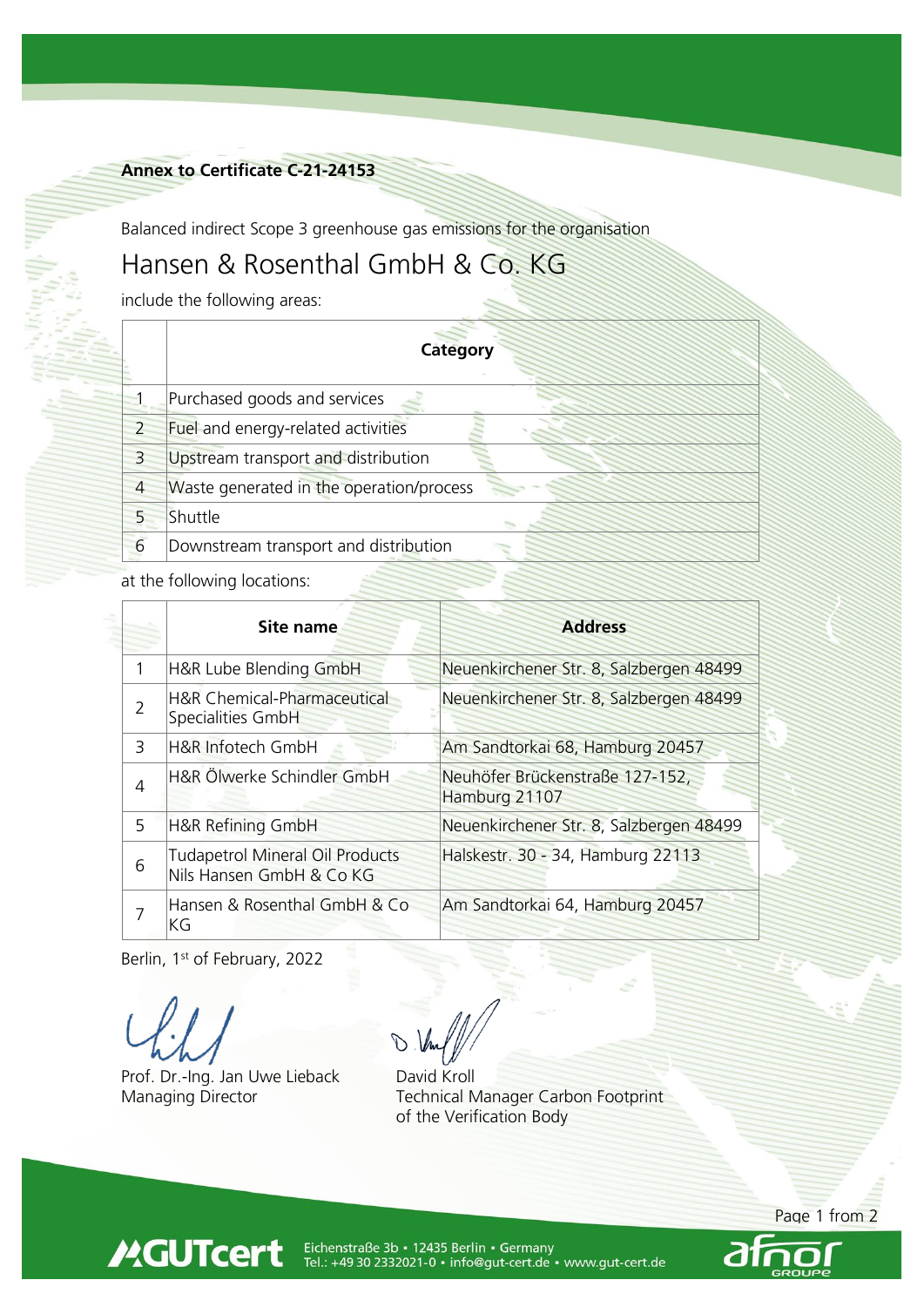**Annex to Certificate C-21-24153**

Balanced indirect Scope 3 greenhouse gas emissions for the organisation

# Hansen & Rosenthal GmbH & Co. KG

include the following areas:

| | Category |
|---|---|
| 1 | Purchased goods and services |
| 2 | Fuel and energy-related activities |
| 3 | Upstream transport and distribution |
| 4 | Waste generated in the operation/process |
| 5 | Shuttle |
| 6 | Downstream transport and distribution |

at the following locations:

| | Site name | Address |
|---|---|---|
| 1 | H&R Lube Blending GmbH | Neuenkirchener Str. 8, Salzbergen 48499 |
| 2 | H&R Chemical-Pharmaceutical Specialities GmbH | Neuenkirchener Str. 8, Salzbergen 48499 |
| 3 | H&R Infotech GmbH | Am Sandtorkai 68, Hamburg 20457 |
| 4 | H&R Ölwerke Schindler GmbH | Neuhöfer Brückenstraße 127-152, Hamburg 21107 |
| 5 | H&R Refining GmbH | Neuenkirchener Str. 8, Salzbergen 48499 |
| 6 | Tudapetrol Mineral Oil Products Nils Hansen GmbH & Co KG | Halskestr. 30 - 34, Hamburg 22113 |
| 7 | Hansen & Rosenthal GmbH & Co KG | Am Sandtorkai 64, Hamburg 20457 |

Berlin, 1st of February, 2022

Prof. Dr.-Ing. Jan Uwe Lieback
Managing Director

David Kroll
Technical Manager Carbon Footprint
of the Verification Body

GUTcert Eichenstraße 3b • 12435 Berlin • Germany
Tel.: +49 30 2332021-0 • info@gut-cert.de • www.gut-cert.de

afnor GROUPE